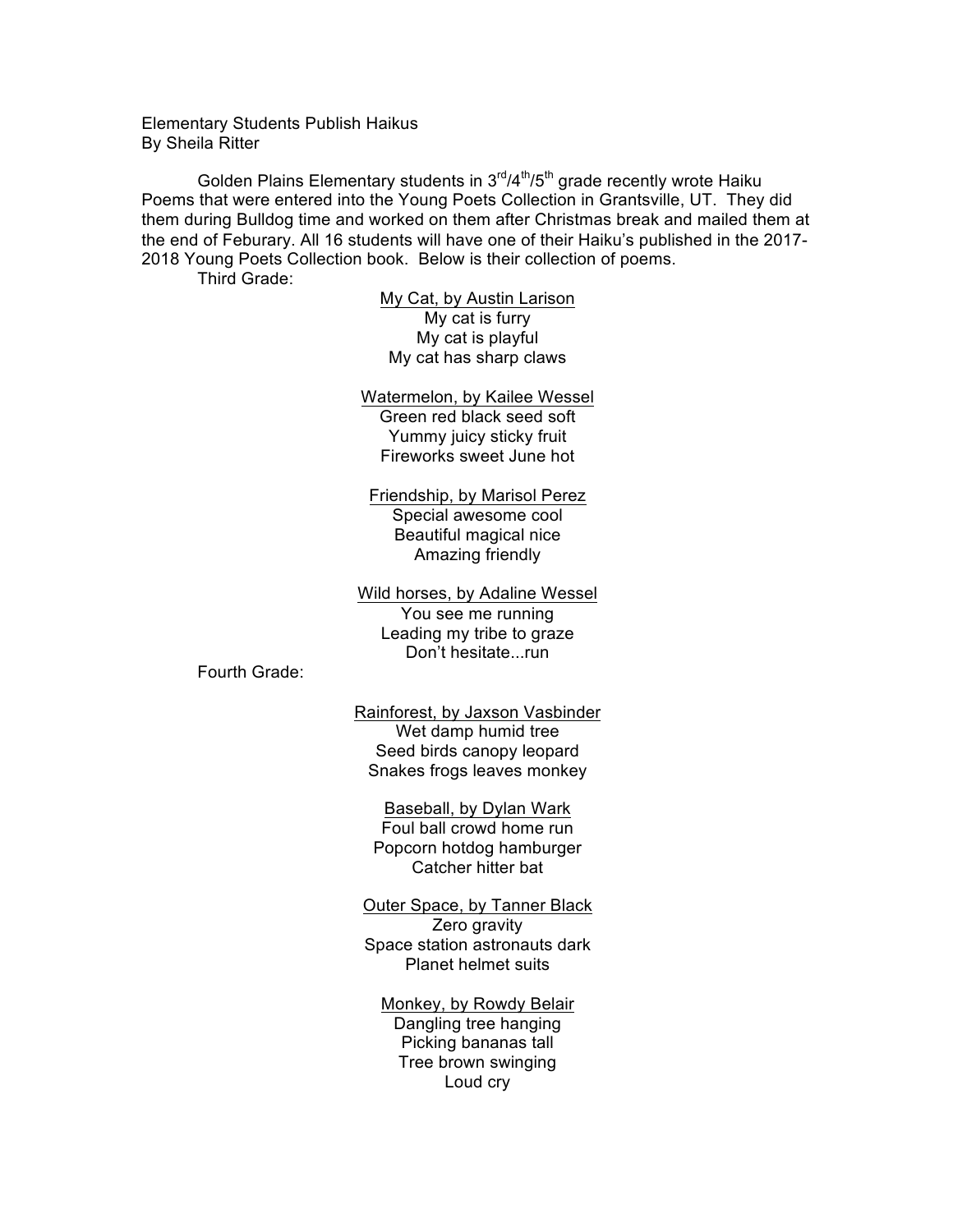Elementary Students Publish Haikus
By Sheila Ritter

Golden Plains Elementary students in 3rd/4th/5th grade recently wrote Haiku Poems that were entered into the Young Poets Collection in Grantsville, UT. They did them during Bulldog time and worked on them after Christmas break and mailed them at the end of Feburary. All 16 students will have one of their Haiku's published in the 2017-2018 Young Poets Collection book. Below is their collection of poems.

Third Grade:

<u>My Cat, by Austin Larison</u>
My cat is furry
My cat is playful
My cat has sharp claws

<u>Watermelon, by Kailee Wessel</u>
Green red black seed soft
Yummy juicy sticky fruit
Fireworks sweet June hot

<u>Friendship, by Marisol Perez</u>
Special awesome cool
Beautiful magical nice
Amazing friendly

<u>Wild horses, by Adaline Wessel</u>
You see me running
Leading my tribe to graze
Don't hesitate...run

Fourth Grade:

<u>Rainforest, by Jaxson Vasbinder</u>
Wet damp humid tree
Seed birds canopy leopard
Snakes frogs leaves monkey

<u>Baseball, by Dylan Wark</u>
Foul ball crowd home run
Popcorn hotdog hamburger
Catcher hitter bat

<u>Outer Space, by Tanner Black</u>
Zero gravity
Space station astronauts dark
Planet helmet suits

<u>Monkey, by Rowdy Belair</u>
Dangling tree hanging
Picking bananas tall
Tree brown swinging
Loud cry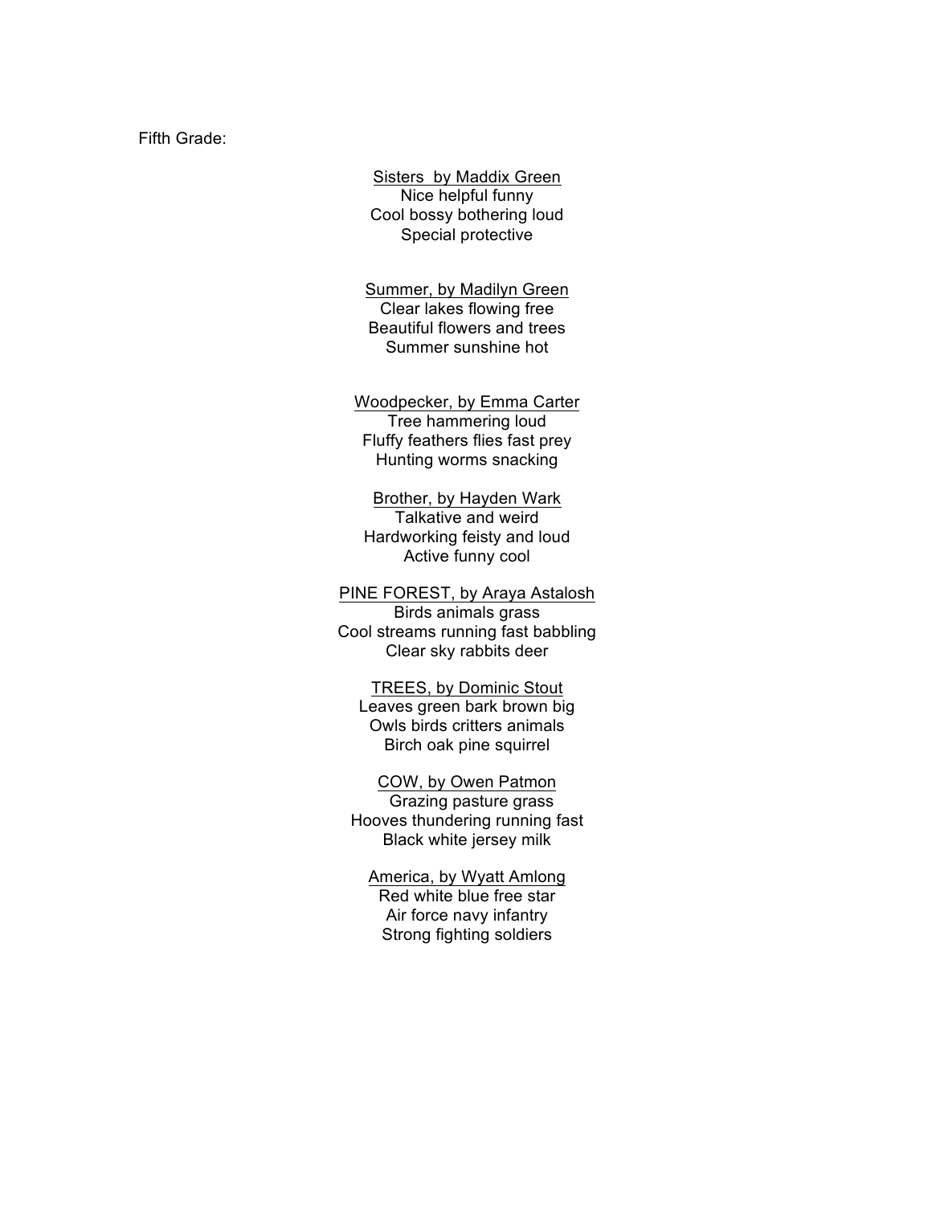Fifth Grade:

<u>Sisters  by Maddix Green</u>
Nice helpful funny
Cool bossy bothering loud
Special protective

<u>Summer, by Madilyn Green</u>
Clear lakes flowing free
Beautiful flowers and trees
Summer sunshine hot

<u>Woodpecker, by Emma Carter</u>
Tree hammering loud
Fluffy feathers flies fast prey
Hunting worms snacking

<u>Brother, by Hayden Wark</u>
Talkative and weird
Hardworking feisty and loud
Active funny cool

<u>PINE FOREST, by Araya Astalosh</u>
Birds animals grass
Cool streams running fast babbling
Clear sky rabbits deer

<u>TREES, by Dominic Stout</u>
Leaves green bark brown big
Owls birds critters animals
Birch oak pine squirrel

<u>COW, by Owen Patmon</u>
Grazing pasture grass
Hooves thundering running fast
Black white jersey milk

<u>America, by Wyatt Amlong</u>
Red white blue free star
Air force navy infantry
Strong fighting soldiers